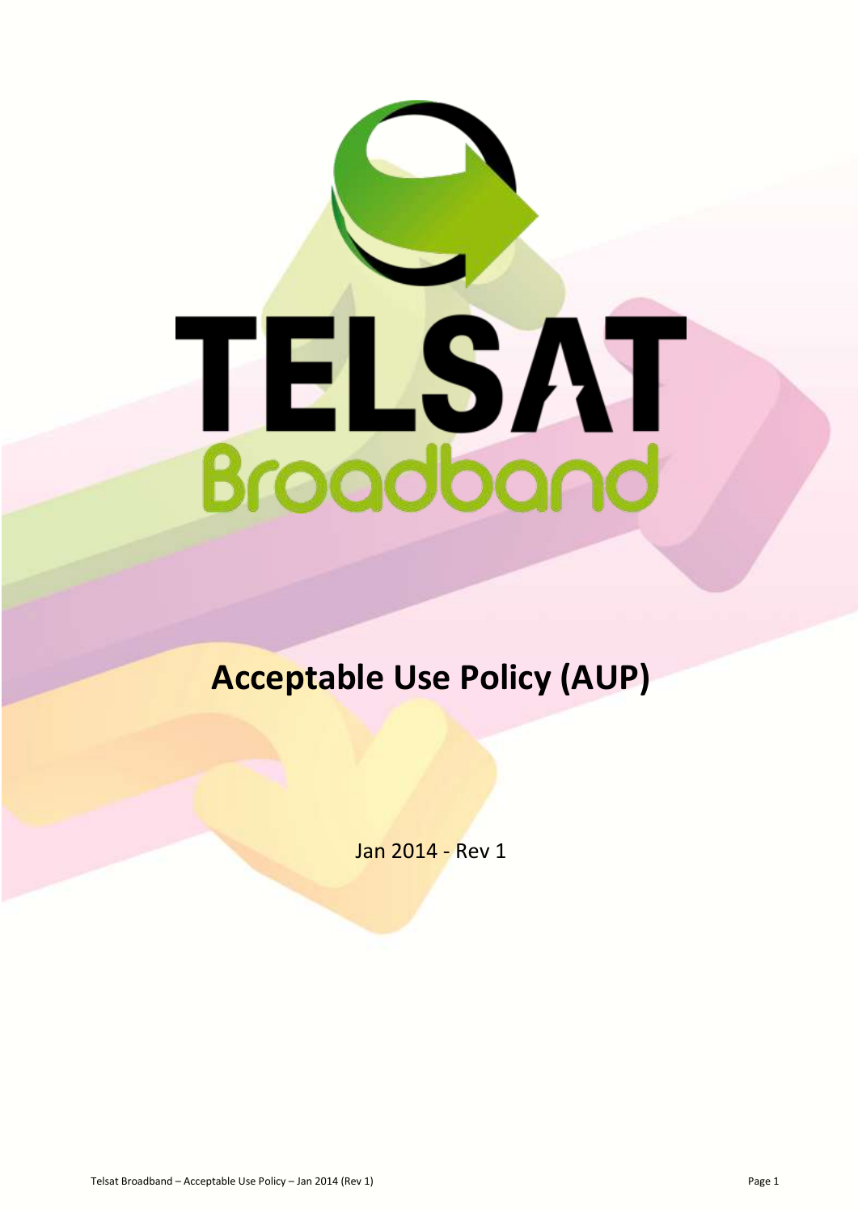# TELSAT Broadband

# Acceptable Use Policy (AUP)

Jan 2014 - Rev 1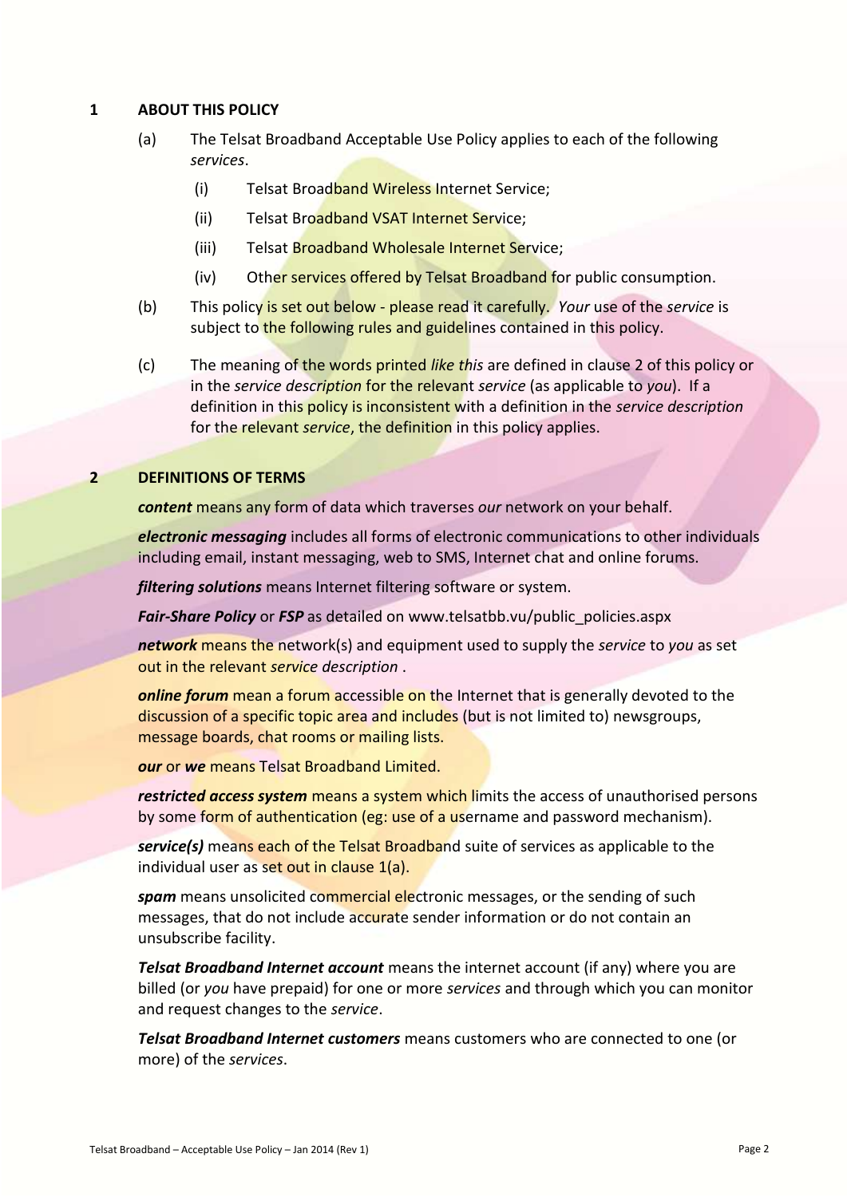## 1 ABOUT THIS POLICY

(a) The Telsat Broadband Acceptable Use Policy applies to each of the following *services*.

  (i) Telsat Broadband Wireless Internet Service;

  (ii) Telsat Broadband VSAT Internet Service;

  (iii) Telsat Broadband Wholesale Internet Service;

  (iv) Other services offered by Telsat Broadband for public consumption.

(b) This policy is set out below - please read it carefully. *Your* use of the *service* is subject to the following rules and guidelines contained in this policy.

(c) The meaning of the words printed *like this* are defined in clause 2 of this policy or in the *service description* for the relevant *service* (as applicable to *you*). If a definition in this policy is inconsistent with a definition in the *service description* for the relevant *service*, the definition in this policy applies.

## 2 DEFINITIONS OF TERMS

***content*** means any form of data which traverses *our* network on your behalf.

***electronic messaging*** includes all forms of electronic communications to other individuals including email, instant messaging, web to SMS, Internet chat and online forums.

***filtering solutions*** means Internet filtering software or system.

***Fair-Share Policy*** or ***FSP*** as detailed on www.telsatbb.vu/public_policies.aspx

***network*** means the network(s) and equipment used to supply the *service* to *you* as set out in the relevant *service description* .

***online forum*** mean a forum accessible on the Internet that is generally devoted to the discussion of a specific topic area and includes (but is not limited to) newsgroups, message boards, chat rooms or mailing lists.

***our*** or ***we*** means Telsat Broadband Limited.

***restricted access system*** means a system which limits the access of unauthorised persons by some form of authentication (eg: use of a username and password mechanism).

***service(s)*** means each of the Telsat Broadband suite of services as applicable to the individual user as set out in clause 1(a).

***spam*** means unsolicited commercial electronic messages, or the sending of such messages, that do not include accurate sender information or do not contain an unsubscribe facility.

***Telsat Broadband Internet account*** means the internet account (if any) where you are billed (or *you* have prepaid) for one or more *services* and through which you can monitor and request changes to the *service*.

***Telsat Broadband Internet customers*** means customers who are connected to one (or more) of the *services*.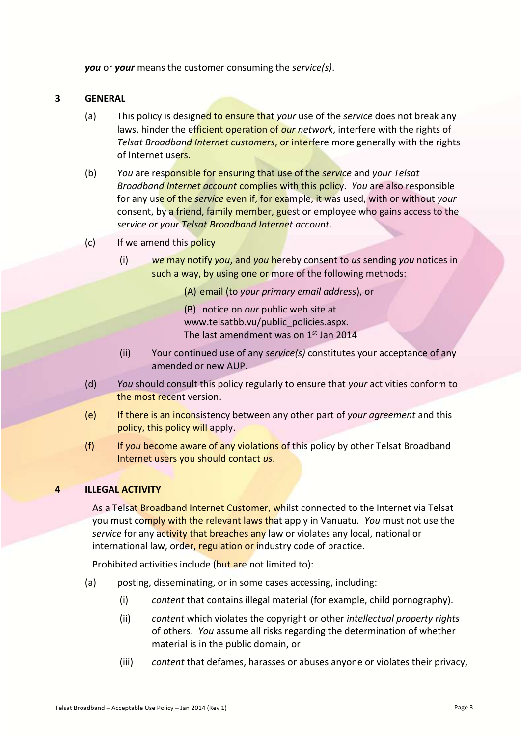*you* or *your* means the customer consuming the *service(s)*.

## 3 GENERAL

(a) This policy is designed to ensure that *your* use of the *service* does not break any laws, hinder the efficient operation of *our network*, interfere with the rights of *Telsat Broadband Internet customers*, or interfere more generally with the rights of Internet users.

(b) *You* are responsible for ensuring that use of the *service* and *your Telsat Broadband Internet account* complies with this policy. *You* are also responsible for any use of the *service* even if, for example, it was used, with or without *your* consent, by a friend, family member, guest or employee who gains access to the *service or your Telsat Broadband Internet account*.

(c) If we amend this policy

(i) *we* may notify *you*, and *you* hereby consent to *us* sending *you* notices in such a way, by using one or more of the following methods:

(A) email (to *your primary email address*), or

(B) notice on *our* public web site at www.telsatbb.vu/public_policies.aspx. The last amendment was on 1st Jan 2014

(ii) Your continued use of any *service(s)* constitutes your acceptance of any amended or new AUP.

(d) *You* should consult this policy regularly to ensure that *your* activities conform to the most recent version.

(e) If there is an inconsistency between any other part of *your agreement* and this policy, this policy will apply.

(f) If *you* become aware of any violations of this policy by other Telsat Broadband Internet users you should contact *us*.

## 4 ILLEGAL ACTIVITY

As a Telsat Broadband Internet Customer, whilst connected to the Internet via Telsat you must comply with the relevant laws that apply in Vanuatu. *You* must not use the *service* for any activity that breaches any law or violates any local, national or international law, order, regulation or industry code of practice.

Prohibited activities include (but are not limited to):

(a) posting, disseminating, or in some cases accessing, including:

(i) *content* that contains illegal material (for example, child pornography).

(ii) *content* which violates the copyright or other *intellectual property rights* of others. *You* assume all risks regarding the determination of whether material is in the public domain, or

(iii) *content* that defames, harasses or abuses anyone or violates their privacy,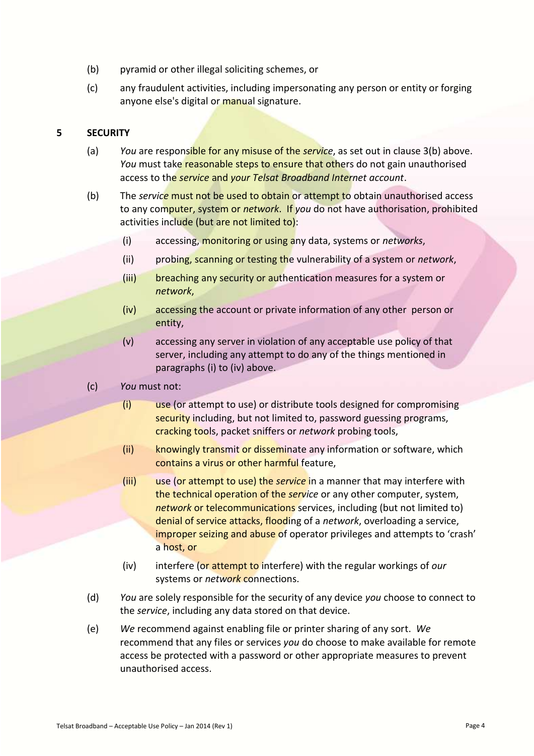(b) pyramid or other illegal soliciting schemes, or

(c) any fraudulent activities, including impersonating any person or entity or forging anyone else's digital or manual signature.

## 5 SECURITY

(a) *You* are responsible for any misuse of the *service*, as set out in clause 3(b) above. *You* must take reasonable steps to ensure that others do not gain unauthorised access to the *service* and *your Telsat Broadband Internet account*.

(b) The *service* must not be used to obtain or attempt to obtain unauthorised access to any computer, system or *network*. If *you* do not have authorisation, prohibited activities include (but are not limited to):

- (i) accessing, monitoring or using any data, systems or *networks*,
- (ii) probing, scanning or testing the vulnerability of a system or *network*,
- (iii) breaching any security or authentication measures for a system or *network*,
- (iv) accessing the account or private information of any other person or entity,
- (v) accessing any server in violation of any acceptable use policy of that server, including any attempt to do any of the things mentioned in paragraphs (i) to (iv) above.

(c) *You* must not:

- (i) use (or attempt to use) or distribute tools designed for compromising security including, but not limited to, password guessing programs, cracking tools, packet sniffers or *network* probing tools,
- (ii) knowingly transmit or disseminate any information or software, which contains a virus or other harmful feature,
- (iii) use (or attempt to use) the *service* in a manner that may interfere with the technical operation of the *service* or any other computer, system, *network* or telecommunications services, including (but not limited to) denial of service attacks, flooding of a *network*, overloading a service, improper seizing and abuse of operator privileges and attempts to 'crash' a host, or
- (iv) interfere (or attempt to interfere) with the regular workings of *our* systems or *network* connections.

(d) *You* are solely responsible for the security of any device *you* choose to connect to the *service*, including any data stored on that device.

(e) *We* recommend against enabling file or printer sharing of any sort. *We* recommend that any files or services *you* do choose to make available for remote access be protected with a password or other appropriate measures to prevent unauthorised access.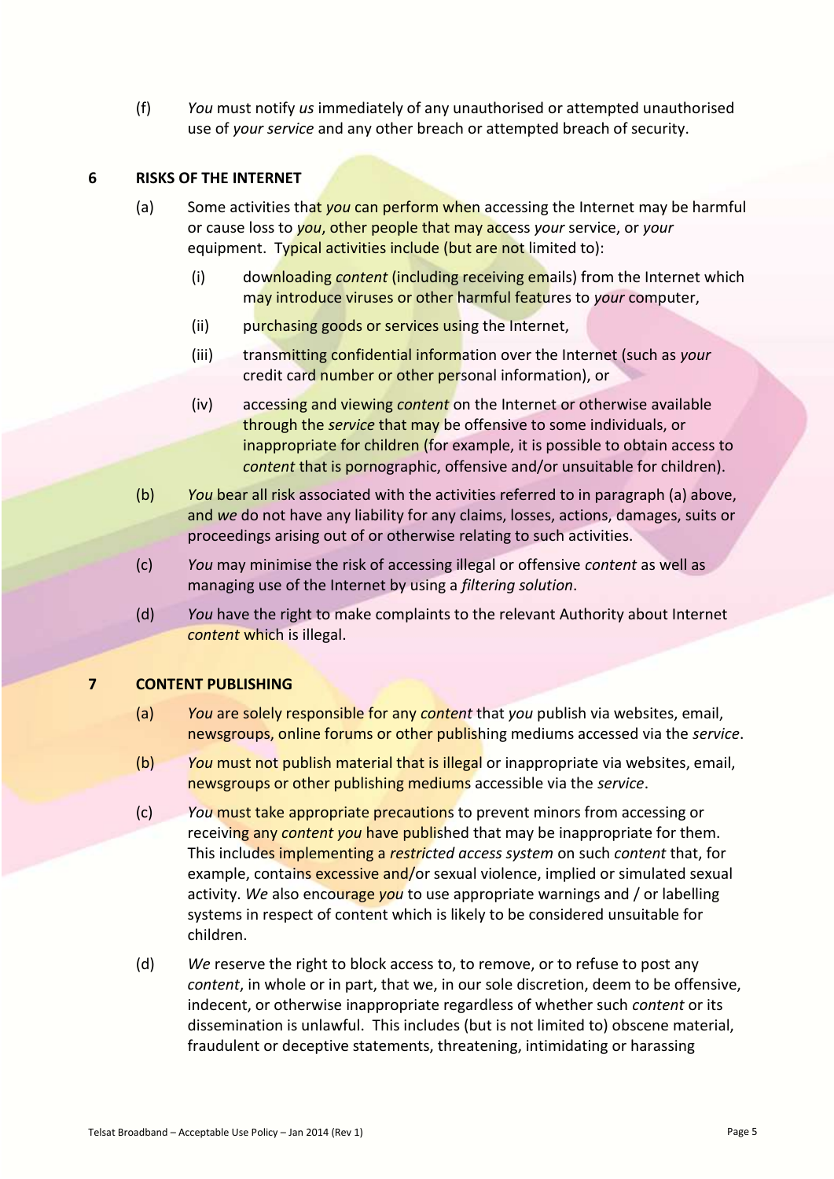(f) *You* must notify *us* immediately of any unauthorised or attempted unauthorised use of *your service* and any other breach or attempted breach of security.

## 6 RISKS OF THE INTERNET

(a) Some activities that *you* can perform when accessing the Internet may be harmful or cause loss to *you*, other people that may access *your* service, or *your* equipment. Typical activities include (but are not limited to):

(i) downloading *content* (including receiving emails) from the Internet which may introduce viruses or other harmful features to *your* computer,

(ii) purchasing goods or services using the Internet,

(iii) transmitting confidential information over the Internet (such as *your* credit card number or other personal information), or

(iv) accessing and viewing *content* on the Internet or otherwise available through the *service* that may be offensive to some individuals, or inappropriate for children (for example, it is possible to obtain access to *content* that is pornographic, offensive and/or unsuitable for children).

(b) *You* bear all risk associated with the activities referred to in paragraph (a) above, and *we* do not have any liability for any claims, losses, actions, damages, suits or proceedings arising out of or otherwise relating to such activities.

(c) *You* may minimise the risk of accessing illegal or offensive *content* as well as managing use of the Internet by using a *filtering solution*.

(d) *You* have the right to make complaints to the relevant Authority about Internet *content* which is illegal.

## 7 CONTENT PUBLISHING

(a) *You* are solely responsible for any *content* that *you* publish via websites, email, newsgroups, online forums or other publishing mediums accessed via the *service*.

(b) *You* must not publish material that is illegal or inappropriate via websites, email, newsgroups or other publishing mediums accessible via the *service*.

(c) *You* must take appropriate precautions to prevent minors from accessing or receiving any *content you* have published that may be inappropriate for them. This includes implementing a *restricted access system* on such *content* that, for example, contains excessive and/or sexual violence, implied or simulated sexual activity. *We* also encourage *you* to use appropriate warnings and / or labelling systems in respect of content which is likely to be considered unsuitable for children.

(d) *We* reserve the right to block access to, to remove, or to refuse to post any *content*, in whole or in part, that we, in our sole discretion, deem to be offensive, indecent, or otherwise inappropriate regardless of whether such *content* or its dissemination is unlawful. This includes (but is not limited to) obscene material, fraudulent or deceptive statements, threatening, intimidating or harassing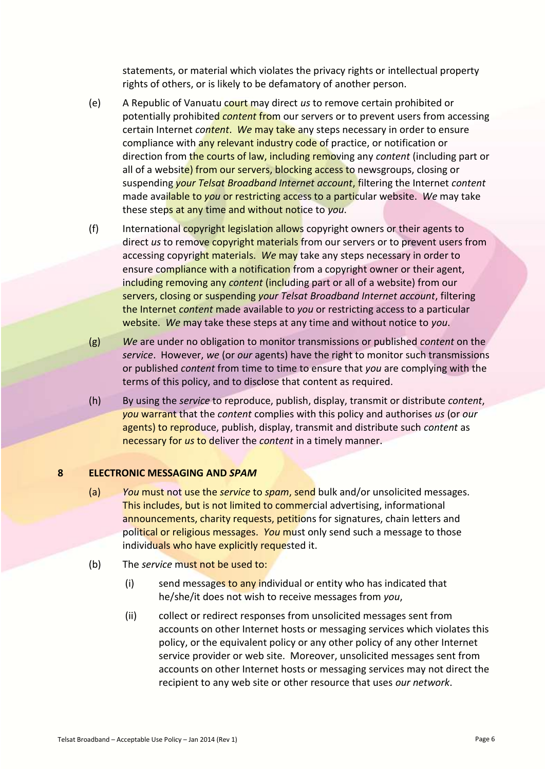statements, or material which violates the privacy rights or intellectual property rights of others, or is likely to be defamatory of another person.

(e) A Republic of Vanuatu court may direct *us* to remove certain prohibited or potentially prohibited *content* from our servers or to prevent users from accessing certain Internet *content*. *We* may take any steps necessary in order to ensure compliance with any relevant industry code of practice, or notification or direction from the courts of law, including removing any *content* (including part or all of a website) from our servers, blocking access to newsgroups, closing or suspending *your Telsat Broadband Internet account*, filtering the Internet *content* made available to *you* or restricting access to a particular website. *We* may take these steps at any time and without notice to *you*.

(f) International copyright legislation allows copyright owners or their agents to direct *us* to remove copyright materials from our servers or to prevent users from accessing copyright materials. *We* may take any steps necessary in order to ensure compliance with a notification from a copyright owner or their agent, including removing any *content* (including part or all of a website) from our servers, closing or suspending *your Telsat Broadband Internet account*, filtering the Internet *content* made available to *you* or restricting access to a particular website. *We* may take these steps at any time and without notice to *you*.

(g) *We* are under no obligation to monitor transmissions or published *content* on the *service*. However, *we* (or *our* agents) have the right to monitor such transmissions or published *content* from time to time to ensure that *you* are complying with the terms of this policy, and to disclose that content as required.

(h) By using the *service* to reproduce, publish, display, transmit or distribute *content*, *you* warrant that the *content* complies with this policy and authorises *us* (or *our* agents) to reproduce, publish, display, transmit and distribute such *content* as necessary for *us* to deliver the *content* in a timely manner.

## 8 ELECTRONIC MESSAGING AND *SPAM*

(a) *You* must not use the *service* to *spam*, send bulk and/or unsolicited messages. This includes, but is not limited to commercial advertising, informational announcements, charity requests, petitions for signatures, chain letters and political or religious messages. *You* must only send such a message to those individuals who have explicitly requested it.

(b) The *service* must not be used to:

(i) send messages to any individual or entity who has indicated that he/she/it does not wish to receive messages from *you*,

(ii) collect or redirect responses from unsolicited messages sent from accounts on other Internet hosts or messaging services which violates this policy, or the equivalent policy or any other policy of any other Internet service provider or web site. Moreover, unsolicited messages sent from accounts on other Internet hosts or messaging services may not direct the recipient to any web site or other resource that uses *our network*.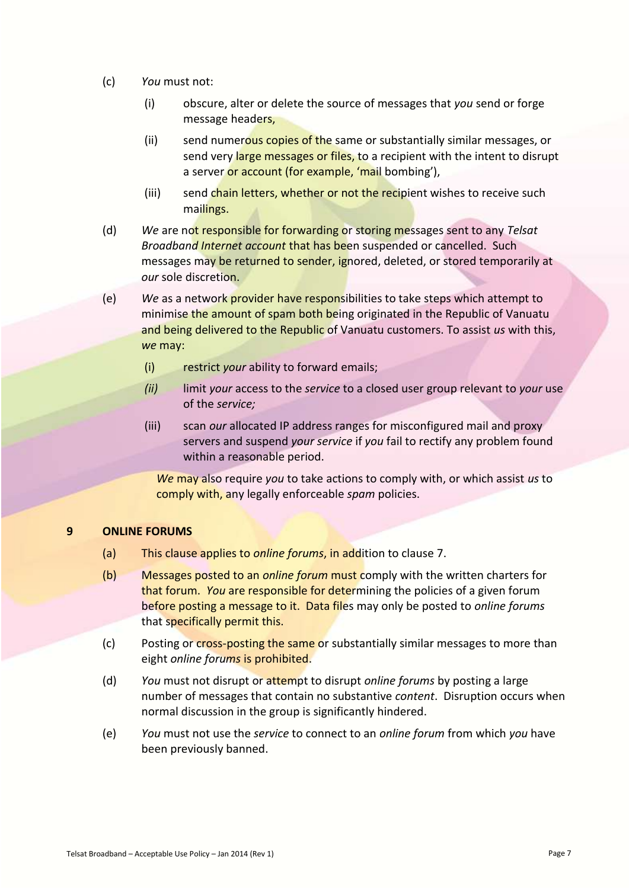(c) *You* must not:

  (i) obscure, alter or delete the source of messages that *you* send or forge message headers,

  (ii) send numerous copies of the same or substantially similar messages, or send very large messages or files, to a recipient with the intent to disrupt a server or account (for example, 'mail bombing'),

  (iii) send chain letters, whether or not the recipient wishes to receive such mailings.

(d) *We* are not responsible for forwarding or storing messages sent to any *Telsat Broadband Internet account* that has been suspended or cancelled. Such messages may be returned to sender, ignored, deleted, or stored temporarily at *our* sole discretion.

(e) *We* as a network provider have responsibilities to take steps which attempt to minimise the amount of spam both being originated in the Republic of Vanuatu and being delivered to the Republic of Vanuatu customers. To assist *us* with this, *we* may:

  (i) restrict *your* ability to forward emails;

  *(ii)* limit *your* access to the *service* to a closed user group relevant to *your* use of the *service;*

  (iii) scan *our* allocated IP address ranges for misconfigured mail and proxy servers and suspend *your service* if *you* fail to rectify any problem found within a reasonable period.

  *We* may also require *you* to take actions to comply with, or which assist *us* to comply with, any legally enforceable *spam* policies.

## 9 ONLINE FORUMS

(a) This clause applies to *online forums*, in addition to clause 7.

(b) Messages posted to an *online forum* must comply with the written charters for that forum. *You* are responsible for determining the policies of a given forum before posting a message to it. Data files may only be posted to *online forums* that specifically permit this.

(c) Posting or cross-posting the same or substantially similar messages to more than eight *online forums* is prohibited.

(d) *You* must not disrupt or attempt to disrupt *online forums* by posting a large number of messages that contain no substantive *content*. Disruption occurs when normal discussion in the group is significantly hindered.

(e) *You* must not use the *service* to connect to an *online forum* from which *you* have been previously banned.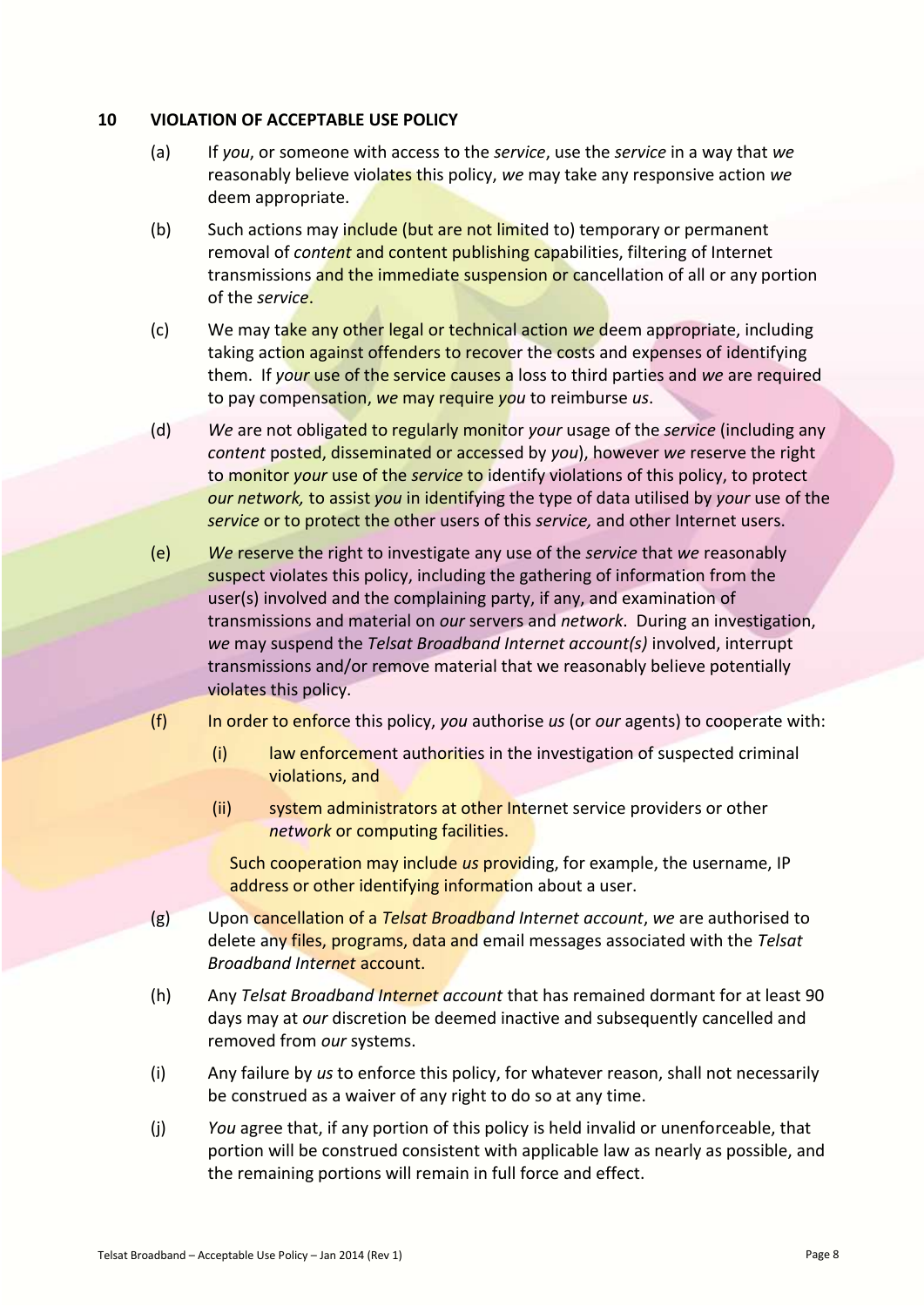## 10 VIOLATION OF ACCEPTABLE USE POLICY

(a) If *you*, or someone with access to the *service*, use the *service* in a way that *we* reasonably believe violates this policy, *we* may take any responsive action *we* deem appropriate.

(b) Such actions may include (but are not limited to) temporary or permanent removal of *content* and content publishing capabilities, filtering of Internet transmissions and the immediate suspension or cancellation of all or any portion of the *service*.

(c) We may take any other legal or technical action *we* deem appropriate, including taking action against offenders to recover the costs and expenses of identifying them. If *your* use of the service causes a loss to third parties and *we* are required to pay compensation, *we* may require *you* to reimburse *us*.

(d) *We* are not obligated to regularly monitor *your* usage of the *service* (including any *content* posted, disseminated or accessed by *you*), however *we* reserve the right to monitor *your* use of the *service* to identify violations of this policy, to protect *our network,* to assist *you* in identifying the type of data utilised by *your* use of the *service* or to protect the other users of this *service,* and other Internet users.

(e) *We* reserve the right to investigate any use of the *service* that *we* reasonably suspect violates this policy, including the gathering of information from the user(s) involved and the complaining party, if any, and examination of transmissions and material on *our* servers and *network*. During an investigation, *we* may suspend the *Telsat Broadband Internet account(s)* involved, interrupt transmissions and/or remove material that we reasonably believe potentially violates this policy.

(f) In order to enforce this policy, *you* authorise *us* (or *our* agents) to cooperate with:

   (i) law enforcement authorities in the investigation of suspected criminal violations, and

   (ii) system administrators at other Internet service providers or other *network* or computing facilities.

   Such cooperation may include *us* providing, for example, the username, IP address or other identifying information about a user.

(g) Upon cancellation of a *Telsat Broadband Internet account*, *we* are authorised to delete any files, programs, data and email messages associated with the *Telsat Broadband Internet* account.

(h) Any *Telsat Broadband Internet account* that has remained dormant for at least 90 days may at *our* discretion be deemed inactive and subsequently cancelled and removed from *our* systems.

(i) Any failure by *us* to enforce this policy, for whatever reason, shall not necessarily be construed as a waiver of any right to do so at any time.

(j) *You* agree that, if any portion of this policy is held invalid or unenforceable, that portion will be construed consistent with applicable law as nearly as possible, and the remaining portions will remain in full force and effect.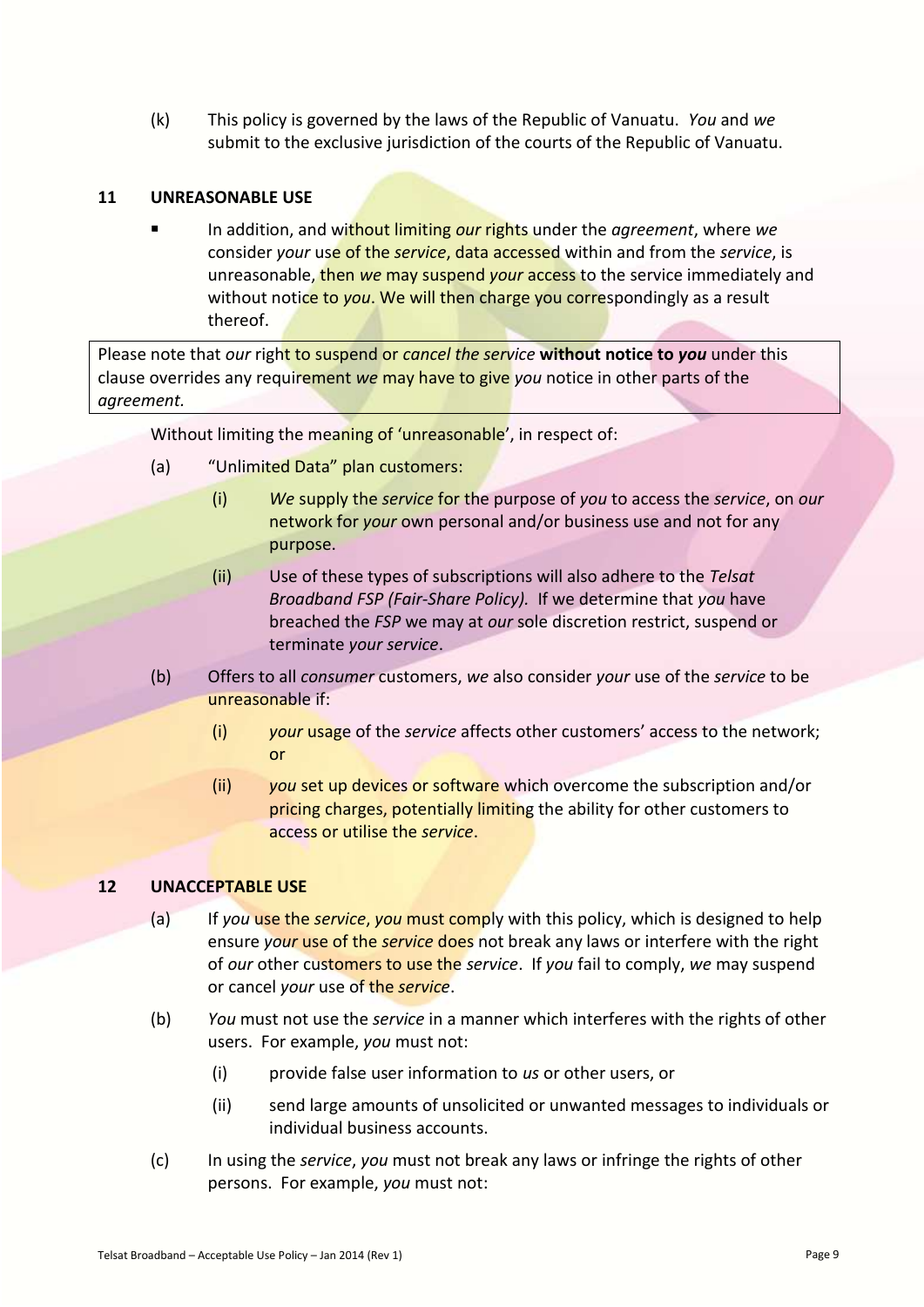(k) This policy is governed by the laws of the Republic of Vanuatu. *You* and *we* submit to the exclusive jurisdiction of the courts of the Republic of Vanuatu.

## 11 UNREASONABLE USE

- In addition, and without limiting *our* rights under the *agreement*, where *we* consider *your* use of the *service*, data accessed within and from the *service*, is unreasonable, then *we* may suspend *your* access to the service immediately and without notice to *you*. We will then charge you correspondingly as a result thereof.

| Please note that *our* right to suspend or *cancel the service* **without notice to *you*** under this clause overrides any requirement *we* may have to give *you* notice in other parts of the *agreement.* |
| --- |

Without limiting the meaning of 'unreasonable', in respect of:

(a) "Unlimited Data" plan customers:

 (i) *We* supply the *service* for the purpose of *you* to access the *service*, on *our* network for *your* own personal and/or business use and not for any purpose.

 (ii) Use of these types of subscriptions will also adhere to the *Telsat Broadband FSP (Fair-Share Policy).* If we determine that *you* have breached the *FSP* we may at *our* sole discretion restrict, suspend or terminate *your service*.

(b) Offers to all *consumer* customers, *we* also consider *your* use of the *service* to be unreasonable if:

 (i) *your* usage of the *service* affects other customers' access to the network; or

 (ii) *you* set up devices or software which overcome the subscription and/or pricing charges, potentially limiting the ability for other customers to access or utilise the *service*.

## 12 UNACCEPTABLE USE

(a) If *you* use the *service*, *you* must comply with this policy, which is designed to help ensure *your* use of the *service* does not break any laws or interfere with the right of *our* other customers to use the *service*. If *you* fail to comply, *we* may suspend or cancel *your* use of the *service*.

(b) *You* must not use the *service* in a manner which interferes with the rights of other users. For example, *you* must not:

 (i) provide false user information to *us* or other users, or

 (ii) send large amounts of unsolicited or unwanted messages to individuals or individual business accounts.

(c) In using the *service*, *you* must not break any laws or infringe the rights of other persons. For example, *you* must not: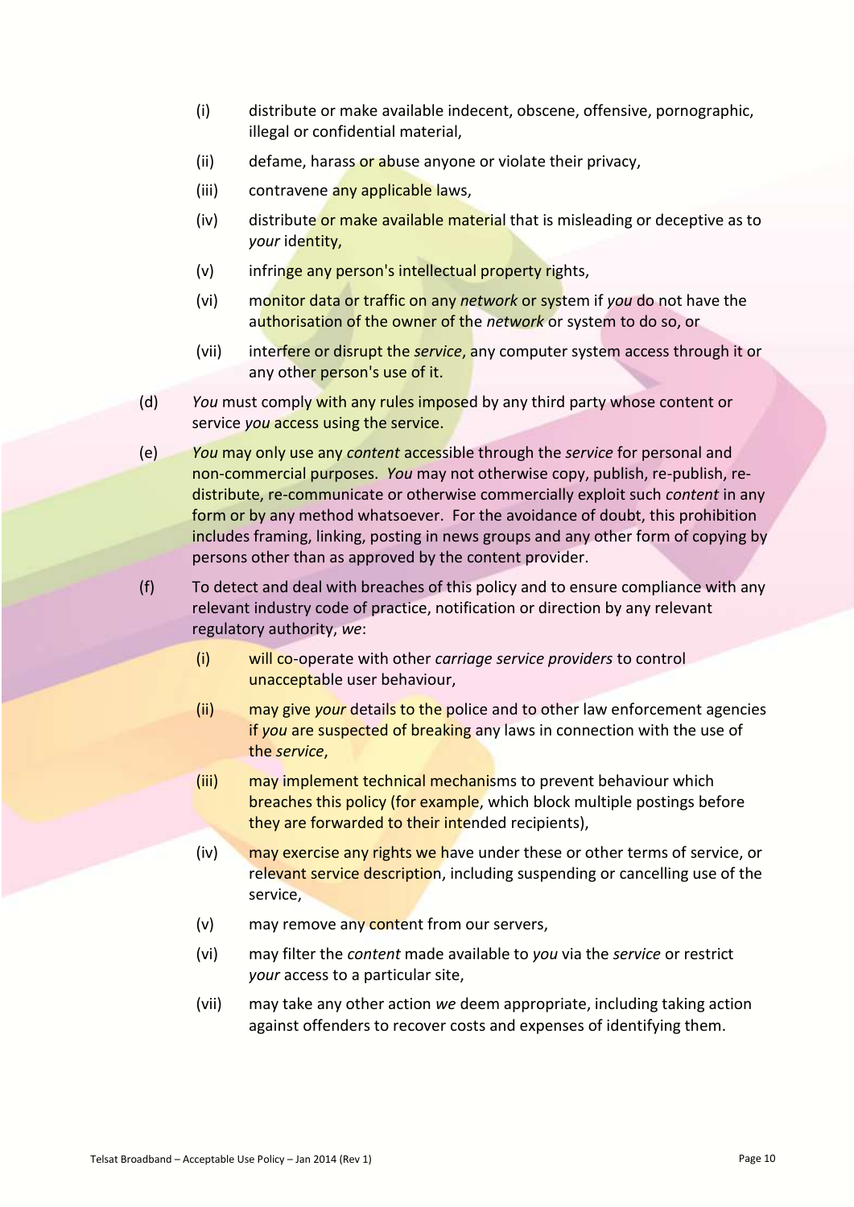(i) distribute or make available indecent, obscene, offensive, pornographic, illegal or confidential material,

(ii) defame, harass or abuse anyone or violate their privacy,

(iii) contravene any applicable laws,

(iv) distribute or make available material that is misleading or deceptive as to *your* identity,

(v) infringe any person's intellectual property rights,

(vi) monitor data or traffic on any *network* or system if *you* do not have the authorisation of the owner of the *network* or system to do so, or

(vii) interfere or disrupt the *service*, any computer system access through it or any other person's use of it.

(d) *You* must comply with any rules imposed by any third party whose content or service *you* access using the service.

(e) *You* may only use any *content* accessible through the *service* for personal and non-commercial purposes. *You* may not otherwise copy, publish, re-publish, re-distribute, re-communicate or otherwise commercially exploit such *content* in any form or by any method whatsoever. For the avoidance of doubt, this prohibition includes framing, linking, posting in news groups and any other form of copying by persons other than as approved by the content provider.

(f) To detect and deal with breaches of this policy and to ensure compliance with any relevant industry code of practice, notification or direction by any relevant regulatory authority, *we*:

(i) will co-operate with other *carriage service providers* to control unacceptable user behaviour,

(ii) may give *your* details to the police and to other law enforcement agencies if *you* are suspected of breaking any laws in connection with the use of the *service*,

(iii) may implement technical mechanisms to prevent behaviour which breaches this policy (for example, which block multiple postings before they are forwarded to their intended recipients),

(iv) may exercise any rights we have under these or other terms of service, or relevant service description, including suspending or cancelling use of the service,

(v) may remove any content from our servers,

(vi) may filter the *content* made available to *you* via the *service* or restrict *your* access to a particular site,

(vii) may take any other action *we* deem appropriate, including taking action against offenders to recover costs and expenses of identifying them.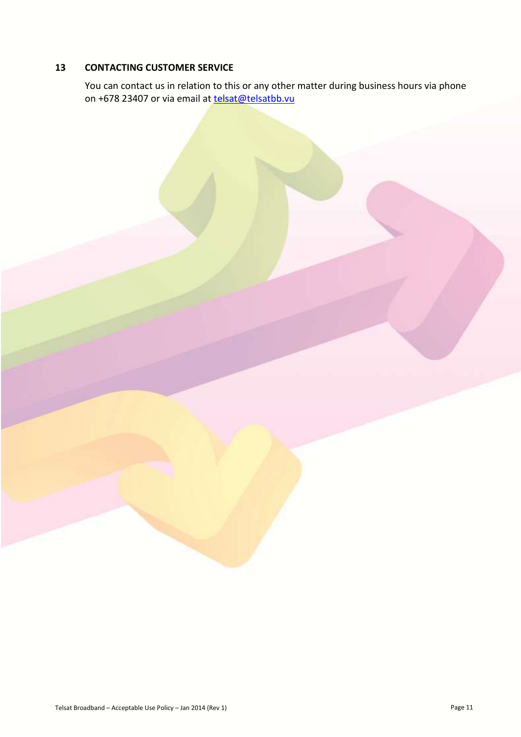## 13 CONTACTING CUSTOMER SERVICE

You can contact us in relation to this or any other matter during business hours via phone on +678 23407 or via email at telsat@telsatbb.vu